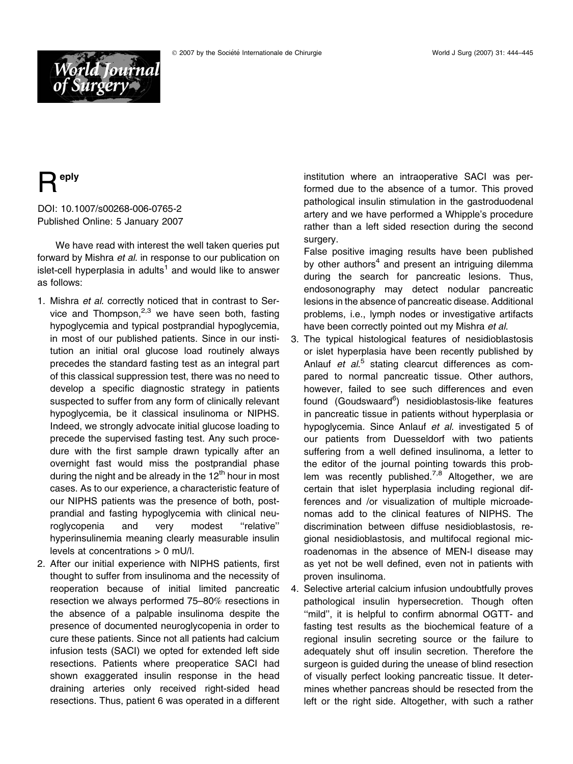# Reply

DOI: 10.1007/s00268-006-0765-2
Published Online: 5 January 2007

We have read with interest the well taken queries put forward by Mishra *et al*. in response to our publication on islet-cell hyperplasia in adults[1] and would like to answer as follows:

1. Mishra *et al*. correctly noticed that in contrast to Service and Thompson,[2,3] we have seen both, fasting hypoglycemia and typical postprandial hypoglycemia, in most of our published patients. Since in our institution an initial oral glucose load routinely always precedes the standard fasting test as an integral part of this classical suppression test, there was no need to develop a specific diagnostic strategy in patients suspected to suffer from any form of clinically relevant hypoglycemia, be it classical insulinoma or NIPHS. Indeed, we strongly advocate initial glucose loading to precede the supervised fasting test. Any such procedure with the first sample drawn typically after an overnight fast would miss the postprandial phase during the night and be already in the 12th hour in most cases. As to our experience, a characteristic feature of our NIPHS patients was the presence of both, postprandial and fasting hypoglycemia with clinical neuroglycopenia and very modest "relative" hyperinsulinemia meaning clearly measurable insulin levels at concentrations > 0 mU/l.
2. After our initial experience with NIPHS patients, first thought to suffer from insulinoma and the necessity of reoperation because of initial limited pancreatic resection we always performed 75–80% resections in the absence of a palpable insulinoma despite the presence of documented neuroglycopenia in order to cure these patients. Since not all patients had calcium infusion tests (SACI) we opted for extended left side resections. Patients where preoperatice SACI had shown exaggerated insulin response in the head draining arteries only received right-sided head resections. Thus, patient 6 was operated in a different institution where an intraoperative SACI was performed due to the absence of a tumor. This proved pathological insulin stimulation in the gastroduodenal artery and we have performed a Whipple's procedure rather than a left sided resection during the second surgery.
   False positive imaging results have been published by other authors[4] and present an intriguing dilemma during the search for pancreatic lesions. Thus, endosonography may detect nodular pancreatic lesions in the absence of pancreatic disease. Additional problems, i.e., lymph nodes or investigative artifacts have been correctly pointed out my Mishra *et al*.
3. The typical histological features of nesidioblastosis or islet hyperplasia have been recently published by Anlauf *et al*.[5] stating clearcut differences as compared to normal pancreatic tissue. Other authors, however, failed to see such differences and even found (Goudswaard[6]) nesidioblastosis-like features in pancreatic tissue in patients without hyperplasia or hypoglycemia. Since Anlauf *et al*. investigated 5 of our patients from Duesseldorf with two patients suffering from a well defined insulinoma, a letter to the editor of the journal pointing towards this problem was recently published.[7,8] Altogether, we are certain that islet hyperplasia including regional differences and /or visualization of multiple microadenomas add to the clinical features of NIPHS. The discrimination between diffuse nesidioblastosis, regional nesidioblastosis, and multifocal regional microadenomas in the absence of MEN-I disease may as yet not be well defined, even not in patients with proven insulinoma.
4. Selective arterial calcium infusion undoubtfully proves pathological insulin hypersecretion. Though often "mild", it is helpful to confirm abnormal OGTT- and fasting test results as the biochemical feature of a regional insulin secreting source or the failure to adequately shut off insulin secretion. Therefore the surgeon is guided during the unease of blind resection of visually perfect looking pancreatic tissue. It determines whether pancreas should be resected from the left or the right side. Altogether, with such a rather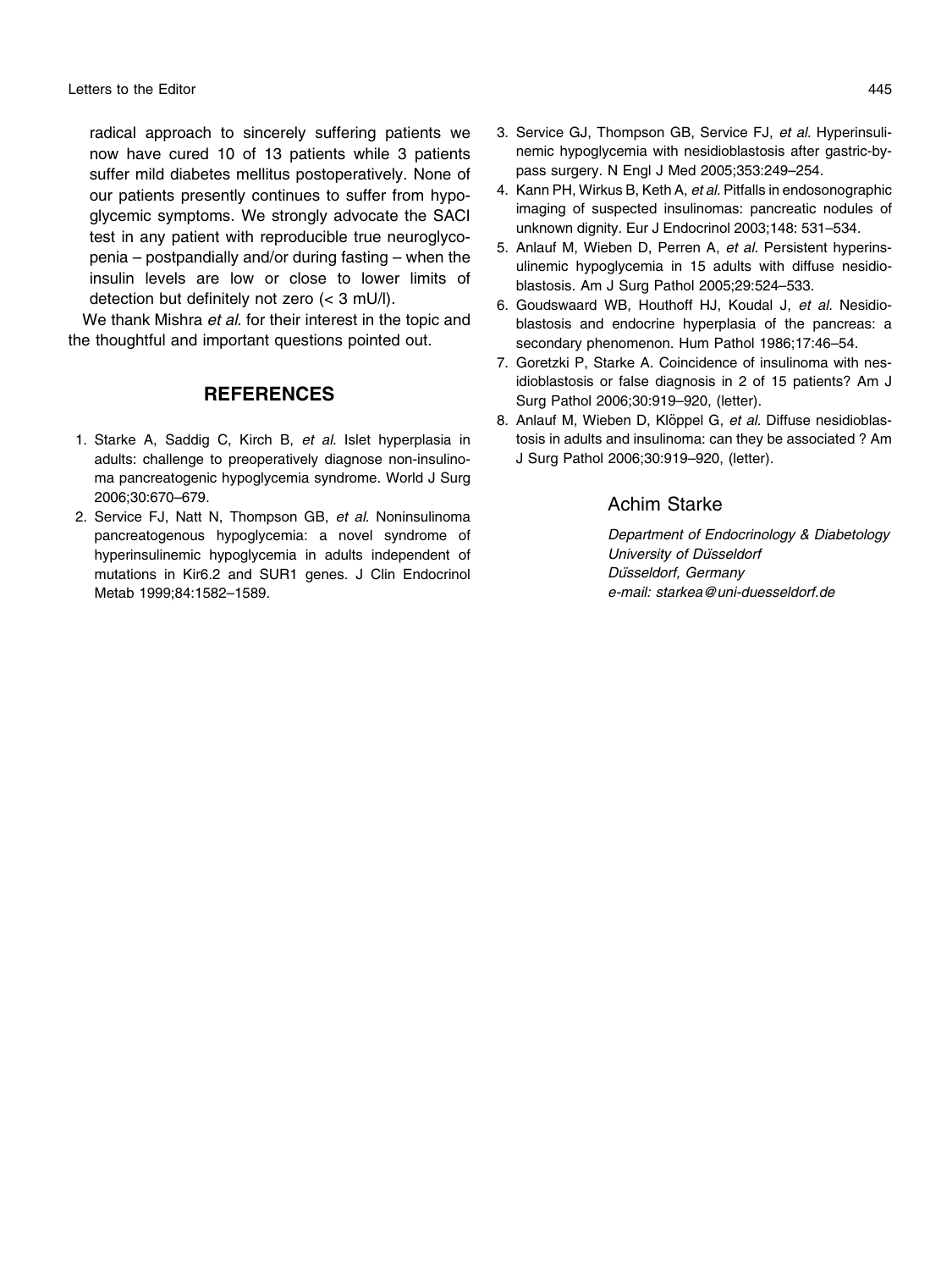radical approach to sincerely suffering patients we now have cured 10 of 13 patients while 3 patients suffer mild diabetes mellitus postoperatively. None of our patients presently continues to suffer from hypoglycemic symptoms. We strongly advocate the SACI test in any patient with reproducible true neuroglycopenia – postpandially and/or during fasting – when the insulin levels are low or close to lower limits of detection but definitely not zero (< 3 mU/l).

We thank Mishra *et al*. for their interest in the topic and the thoughtful and important questions pointed out.

## REFERENCES

1. Starke A, Saddig C, Kirch B, *et al*. Islet hyperplasia in adults: challenge to preoperatively diagnose non-insulinoma pancreatogenic hypoglycemia syndrome. World J Surg 2006;30:670–679.
2. Service FJ, Natt N, Thompson GB, *et al*. Noninsulinoma pancreatogenous hypoglycemia: a novel syndrome of hyperinsulinemic hypoglycemia in adults independent of mutations in Kir6.2 and SUR1 genes. J Clin Endocrinol Metab 1999;84:1582–1589.
3. Service GJ, Thompson GB, Service FJ, *et al.* Hyperinsulinemic hypoglycemia with nesidioblastosis after gastric-bypass surgery. N Engl J Med 2005;353:249–254.
4. Kann PH, Wirkus B, Keth A, *et al.* Pitfalls in endosonographic imaging of suspected insulinomas: pancreatic nodules of unknown dignity. Eur J Endocrinol 2003;148: 531–534.
5. Anlauf M, Wieben D, Perren A, *et al.* Persistent hyperinsulinemic hypoglycemia in 15 adults with diffuse nesidioblastosis. Am J Surg Pathol 2005;29:524–533.
6. Goudswaard WB, Houthoff HJ, Koudal J, *et al.* Nesidioblastosis and endocrine hyperplasia of the pancreas: a secondary phenomenon. Hum Pathol 1986;17:46–54.
7. Goretzki P, Starke A. Coincidence of insulinoma with nesidioblastosis or false diagnosis in 2 of 15 patients? Am J Surg Pathol 2006;30:919–920, (letter).
8. Anlauf M, Wieben D, Klöppel G, *et al.* Diffuse nesidioblastosis in adults and insulinoma: can they be associated ? Am J Surg Pathol 2006;30:919–920, (letter).

Achim Starke

*Department of Endocrinology & Diabetology*
*University of Düsseldorf*
*Düsseldorf, Germany*
*e-mail: starkea@uni-duesseldorf.de*